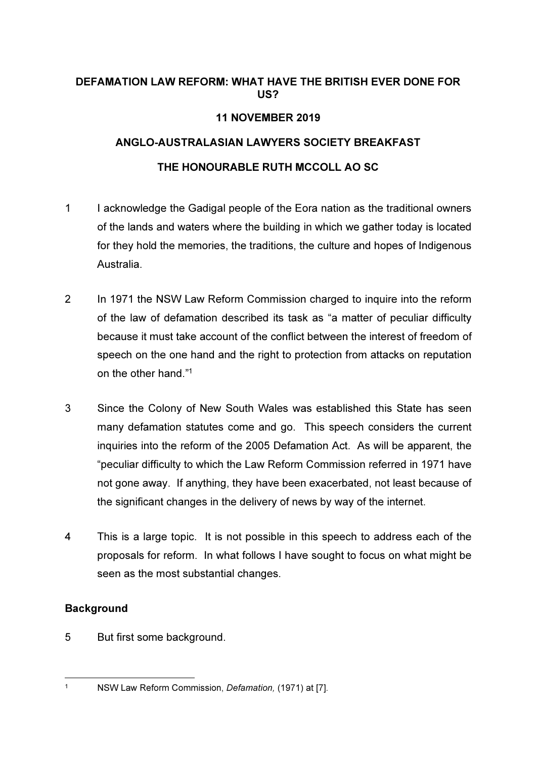# DEFAMATION LAW REFORM: WHAT HAVE THE BRITISH EVER DONE FOR US?

**11 NOVEMBER 2019**

**ANGLO-AUSTRALASIAN LAWYERS SOCIETY BREAKFAST**

**THE HONOURABLE RUTH MCCOLL AO SC**

1 I acknowledge the Gadigal people of the Eora nation as the traditional owners of the lands and waters where the building in which we gather today is located for they hold the memories, the traditions, the culture and hopes of Indigenous Australia.

2 In 1971 the NSW Law Reform Commission charged to inquire into the reform of the law of defamation described its task as "a matter of peculiar difficulty because it must take account of the conflict between the interest of freedom of speech on the one hand and the right to protection from attacks on reputation on the other hand."[1]

3 Since the Colony of New South Wales was established this State has seen many defamation statutes come and go. This speech considers the current inquiries into the reform of the 2005 Defamation Act. As will be apparent, the "peculiar difficulty to which the Law Reform Commission referred in 1971 have not gone away. If anything, they have been exacerbated, not least because of the significant changes in the delivery of news by way of the internet.

4 This is a large topic. It is not possible in this speech to address each of the proposals for reform. In what follows I have sought to focus on what might be seen as the most substantial changes.

## Background

5 But first some background.

[1] NSW Law Reform Commission, *Defamation,* (1971) at [7].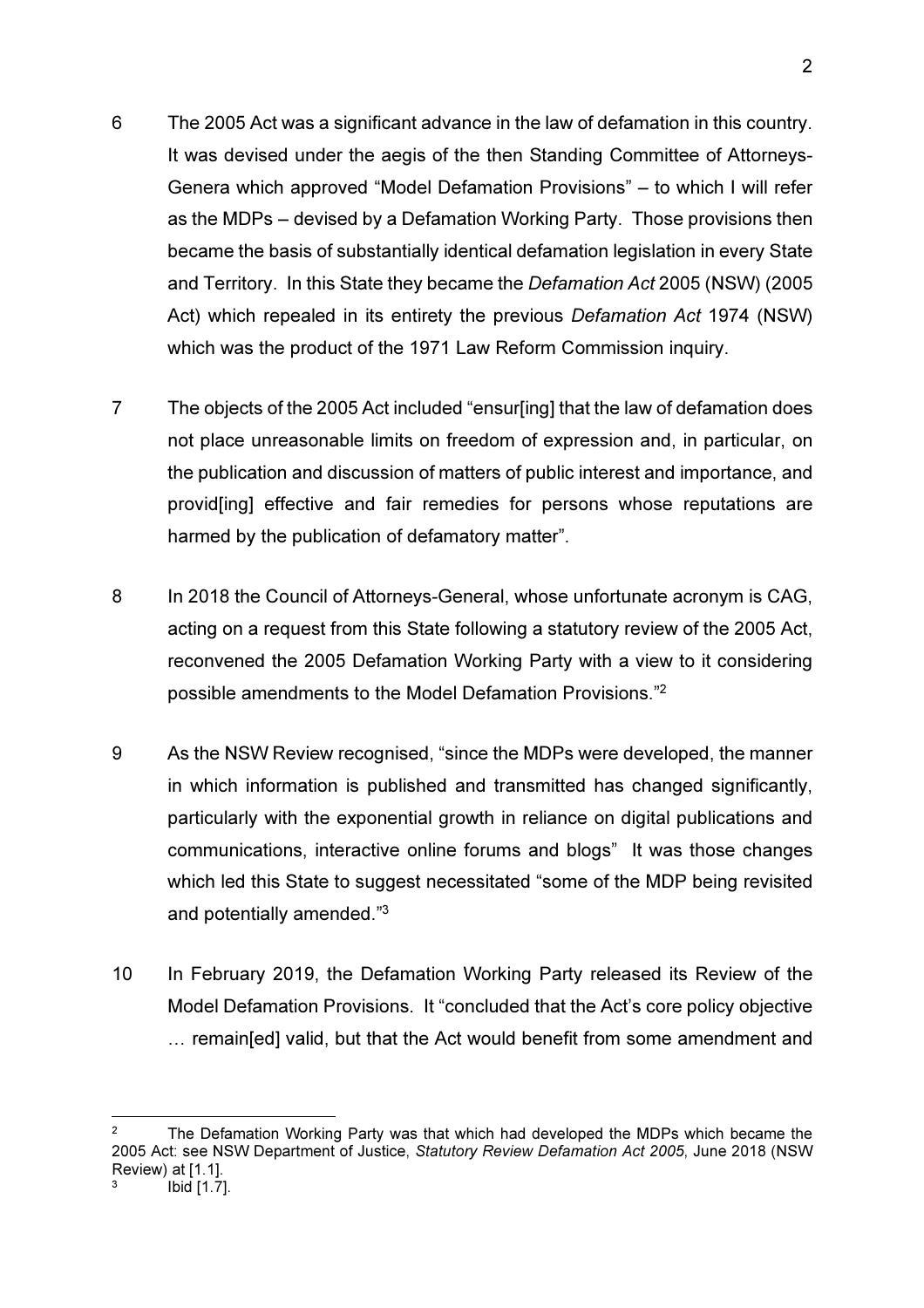6 The 2005 Act was a significant advance in the law of defamation in this country. It was devised under the aegis of the then Standing Committee of Attorneys-Genera which approved "Model Defamation Provisions" – to which I will refer as the MDPs – devised by a Defamation Working Party. Those provisions then became the basis of substantially identical defamation legislation in every State and Territory. In this State they became the *Defamation Act* 2005 (NSW) (2005 Act) which repealed in its entirety the previous *Defamation Act* 1974 (NSW) which was the product of the 1971 Law Reform Commission inquiry.

7 The objects of the 2005 Act included "ensur[ing] that the law of defamation does not place unreasonable limits on freedom of expression and, in particular, on the publication and discussion of matters of public interest and importance, and provid[ing] effective and fair remedies for persons whose reputations are harmed by the publication of defamatory matter".

8 In 2018 the Council of Attorneys-General, whose unfortunate acronym is CAG, acting on a request from this State following a statutory review of the 2005 Act, reconvened the 2005 Defamation Working Party with a view to it considering possible amendments to the Model Defamation Provisions."[2]

9 As the NSW Review recognised, "since the MDPs were developed, the manner in which information is published and transmitted has changed significantly, particularly with the exponential growth in reliance on digital publications and communications, interactive online forums and blogs" It was those changes which led this State to suggest necessitated "some of the MDP being revisited and potentially amended."[3]

10 In February 2019, the Defamation Working Party released its Review of the Model Defamation Provisions. It "concluded that the Act's core policy objective … remain[ed] valid, but that the Act would benefit from some amendment and

---

[2] The Defamation Working Party was that which had developed the MDPs which became the 2005 Act: see NSW Department of Justice, *Statutory Review Defamation Act 2005*, June 2018 (NSW Review) at [1.1].

[3] Ibid [1.7].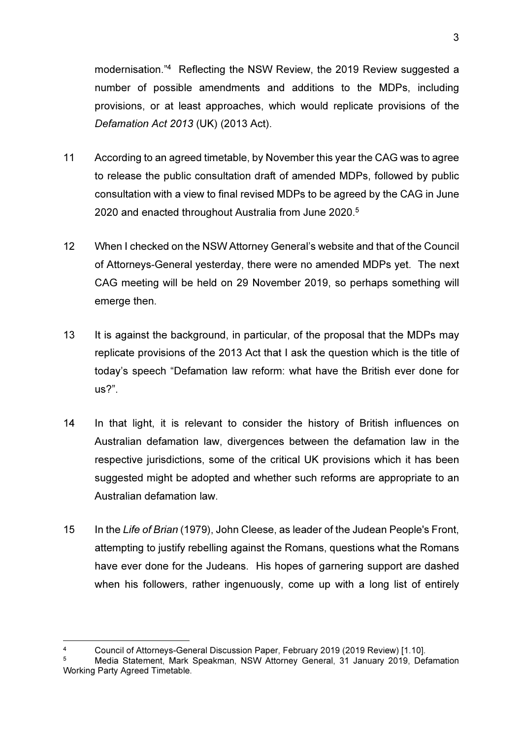modernisation."[4] Reflecting the NSW Review, the 2019 Review suggested a number of possible amendments and additions to the MDPs, including provisions, or at least approaches, which would replicate provisions of the *Defamation Act 2013* (UK) (2013 Act).

11 According to an agreed timetable, by November this year the CAG was to agree to release the public consultation draft of amended MDPs, followed by public consultation with a view to final revised MDPs to be agreed by the CAG in June 2020 and enacted throughout Australia from June 2020.[5]

12 When I checked on the NSW Attorney General's website and that of the Council of Attorneys-General yesterday, there were no amended MDPs yet. The next CAG meeting will be held on 29 November 2019, so perhaps something will emerge then.

13 It is against the background, in particular, of the proposal that the MDPs may replicate provisions of the 2013 Act that I ask the question which is the title of today's speech "Defamation law reform: what have the British ever done for us?".

14 In that light, it is relevant to consider the history of British influences on Australian defamation law, divergences between the defamation law in the respective jurisdictions, some of the critical UK provisions which it has been suggested might be adopted and whether such reforms are appropriate to an Australian defamation law.

15 In the *Life of Brian* (1979), John Cleese, as leader of the Judean People's Front, attempting to justify rebelling against the Romans, questions what the Romans have ever done for the Judeans. His hopes of garnering support are dashed when his followers, rather ingenuously, come up with a long list of entirely

---

[4] Council of Attorneys-General Discussion Paper, February 2019 (2019 Review) [1.10].

[5] Media Statement, Mark Speakman, NSW Attorney General, 31 January 2019, Defamation Working Party Agreed Timetable.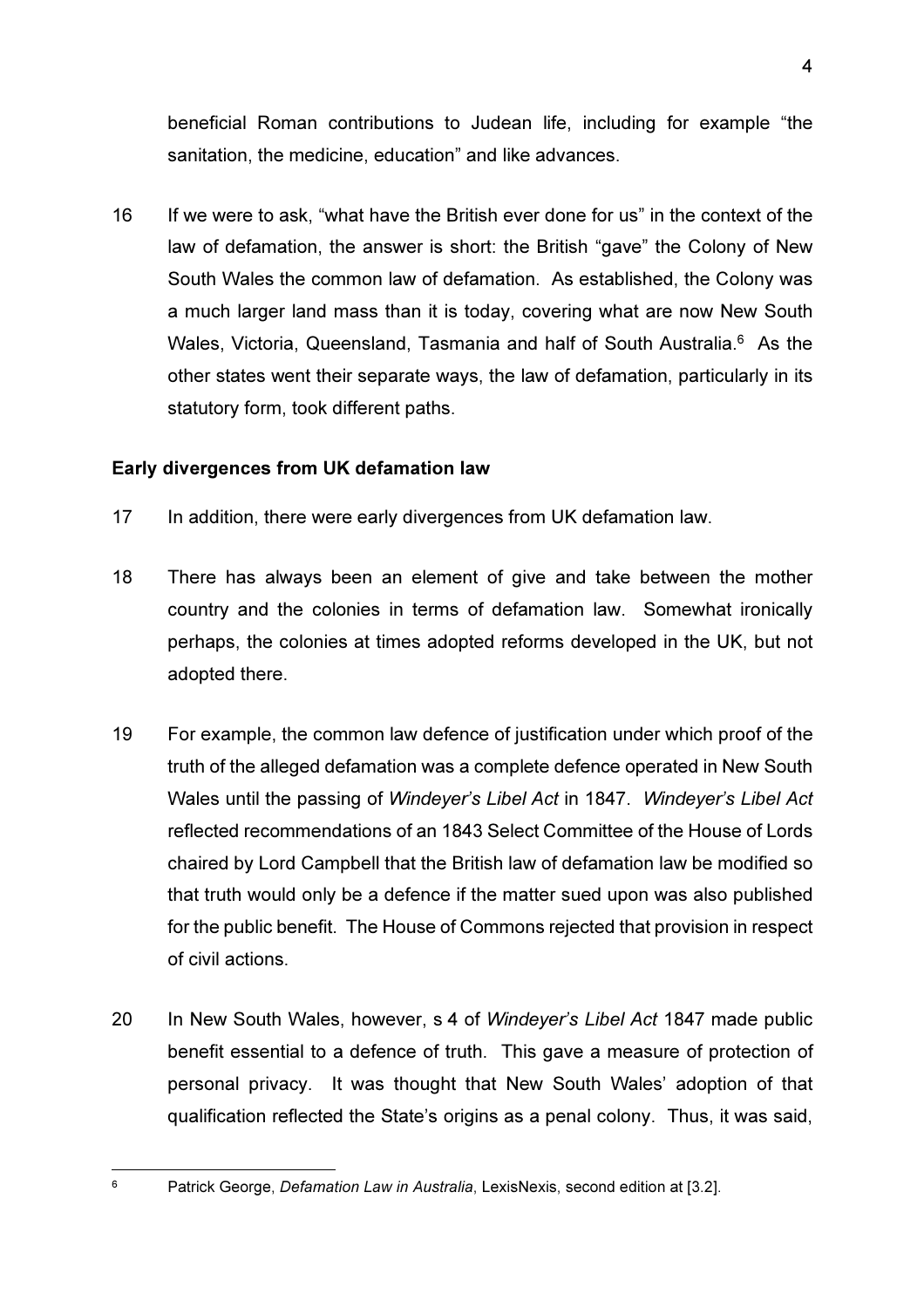beneficial Roman contributions to Judean life, including for example "the sanitation, the medicine, education" and like advances.

16 If we were to ask, "what have the British ever done for us" in the context of the law of defamation, the answer is short: the British "gave" the Colony of New South Wales the common law of defamation. As established, the Colony was a much larger land mass than it is today, covering what are now New South Wales, Victoria, Queensland, Tasmania and half of South Australia.[6] As the other states went their separate ways, the law of defamation, particularly in its statutory form, took different paths.

### Early divergences from UK defamation law

17 In addition, there were early divergences from UK defamation law.

18 There has always been an element of give and take between the mother country and the colonies in terms of defamation law. Somewhat ironically perhaps, the colonies at times adopted reforms developed in the UK, but not adopted there.

19 For example, the common law defence of justification under which proof of the truth of the alleged defamation was a complete defence operated in New South Wales until the passing of *Windeyer's Libel Act* in 1847. *Windeyer's Libel Act* reflected recommendations of an 1843 Select Committee of the House of Lords chaired by Lord Campbell that the British law of defamation law be modified so that truth would only be a defence if the matter sued upon was also published for the public benefit. The House of Commons rejected that provision in respect of civil actions.

20 In New South Wales, however, s 4 of *Windeyer's Libel Act* 1847 made public benefit essential to a defence of truth. This gave a measure of protection of personal privacy. It was thought that New South Wales' adoption of that qualification reflected the State's origins as a penal colony. Thus, it was said,

---

[6] Patrick George, *Defamation Law in Australia*, LexisNexis, second edition at [3.2].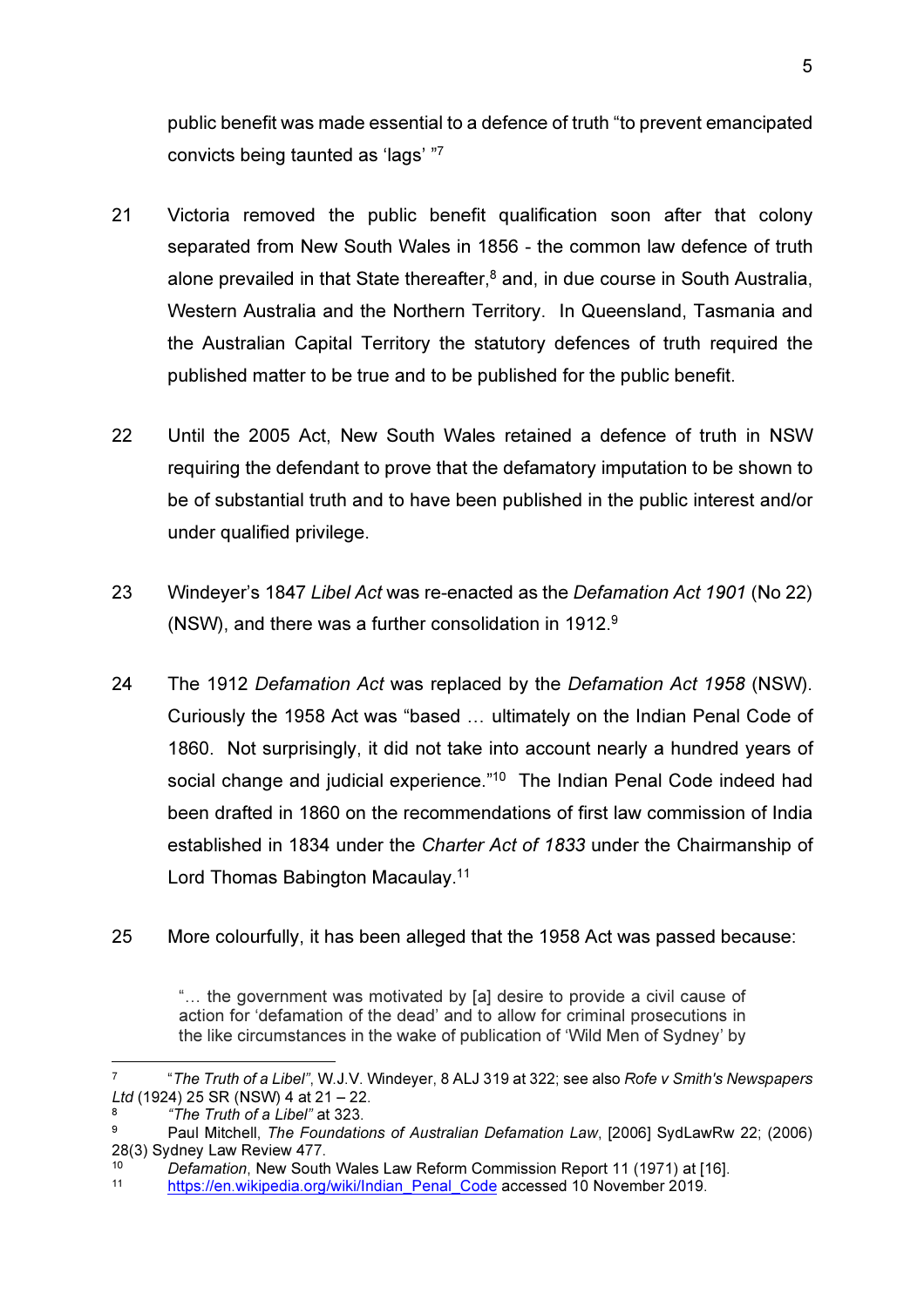public benefit was made essential to a defence of truth "to prevent emancipated convicts being taunted as 'lags' "[7]

21 Victoria removed the public benefit qualification soon after that colony separated from New South Wales in 1856 - the common law defence of truth alone prevailed in that State thereafter,[8] and, in due course in South Australia, Western Australia and the Northern Territory. In Queensland, Tasmania and the Australian Capital Territory the statutory defences of truth required the published matter to be true and to be published for the public benefit.

22 Until the 2005 Act, New South Wales retained a defence of truth in NSW requiring the defendant to prove that the defamatory imputation to be shown to be of substantial truth and to have been published in the public interest and/or under qualified privilege.

23 Windeyer's 1847 *Libel Act* was re-enacted as the *Defamation Act 1901* (No 22) (NSW), and there was a further consolidation in 1912.[9]

24 The 1912 *Defamation Act* was replaced by the *Defamation Act 1958* (NSW). Curiously the 1958 Act was "based … ultimately on the Indian Penal Code of 1860. Not surprisingly, it did not take into account nearly a hundred years of social change and judicial experience."[10] The Indian Penal Code indeed had been drafted in 1860 on the recommendations of first law commission of India established in 1834 under the *Charter Act of 1833* under the Chairmanship of Lord Thomas Babington Macaulay.[11]

25 More colourfully, it has been alleged that the 1958 Act was passed because:

> "… the government was motivated by [a] desire to provide a civil cause of action for 'defamation of the dead' and to allow for criminal prosecutions in the like circumstances in the wake of publication of 'Wild Men of Sydney' by

---

[7] "*The Truth of a Libel"*, W.J.V. Windeyer, 8 ALJ 319 at 322; see also *Rofe v Smith's Newspapers Ltd* (1924) 25 SR (NSW) 4 at 21 – 22.

[8] *"The Truth of a Libel"* at 323.

[9] Paul Mitchell, *The Foundations of Australian Defamation Law*, [2006] SydLawRw 22; (2006) 28(3) Sydney Law Review 477.

[10] *Defamation*, New South Wales Law Reform Commission Report 11 (1971) at [16].

[11] https://en.wikipedia.org/wiki/Indian_Penal_Code accessed 10 November 2019.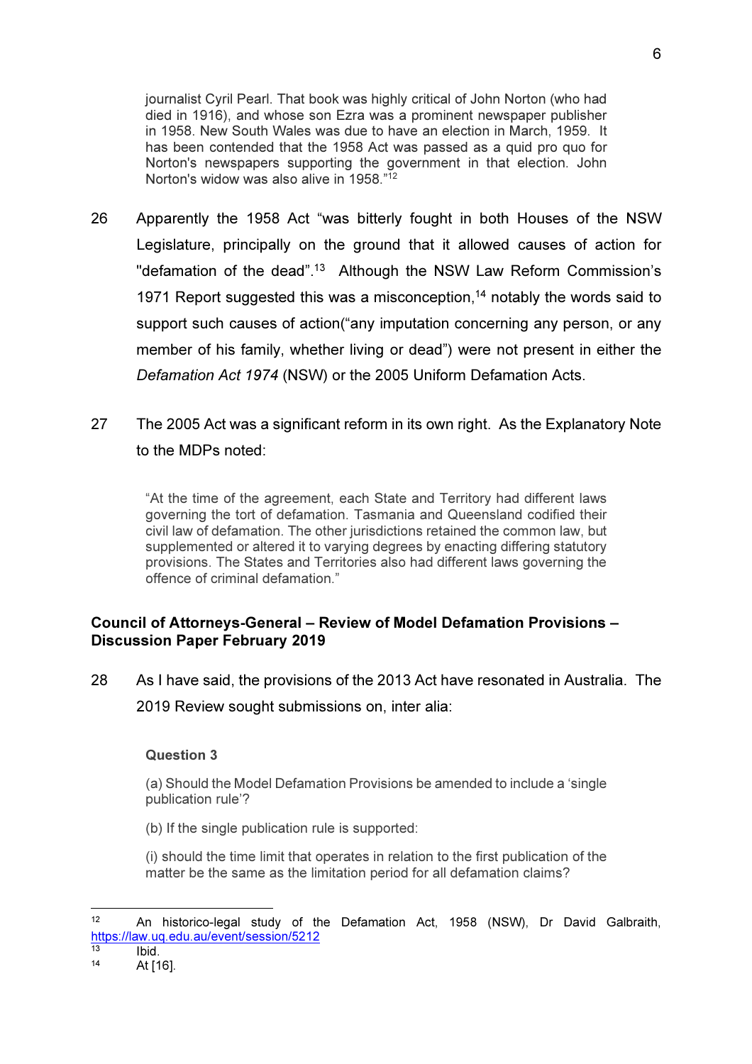> journalist Cyril Pearl. That book was highly critical of John Norton (who had died in 1916), and whose son Ezra was a prominent newspaper publisher in 1958. New South Wales was due to have an election in March, 1959. It has been contended that the 1958 Act was passed as a quid pro quo for Norton's newspapers supporting the government in that election. John Norton's widow was also alive in 1958."[12]

26 Apparently the 1958 Act "was bitterly fought in both Houses of the NSW Legislature, principally on the ground that it allowed causes of action for "defamation of the dead".[13] Although the NSW Law Reform Commission's 1971 Report suggested this was a misconception,[14] notably the words said to support such causes of action("any imputation concerning any person, or any member of his family, whether living or dead") were not present in either the *Defamation Act 1974* (NSW) or the 2005 Uniform Defamation Acts.

27 The 2005 Act was a significant reform in its own right. As the Explanatory Note to the MDPs noted:

> "At the time of the agreement, each State and Territory had different laws governing the tort of defamation. Tasmania and Queensland codified their civil law of defamation. The other jurisdictions retained the common law, but supplemented or altered it to varying degrees by enacting differing statutory provisions. The States and Territories also had different laws governing the offence of criminal defamation."

## Council of Attorneys-General – Review of Model Defamation Provisions – Discussion Paper February 2019

28 As I have said, the provisions of the 2013 Act have resonated in Australia. The 2019 Review sought submissions on, inter alia:

> **Question 3**
>
> (a) Should the Model Defamation Provisions be amended to include a 'single publication rule'?
>
> (b) If the single publication rule is supported:
>
> (i) should the time limit that operates in relation to the first publication of the matter be the same as the limitation period for all defamation claims?

---

[12] An historico-legal study of the Defamation Act, 1958 (NSW), Dr David Galbraith, https://law.uq.edu.au/event/session/5212

[13] Ibid.

[14] At [16].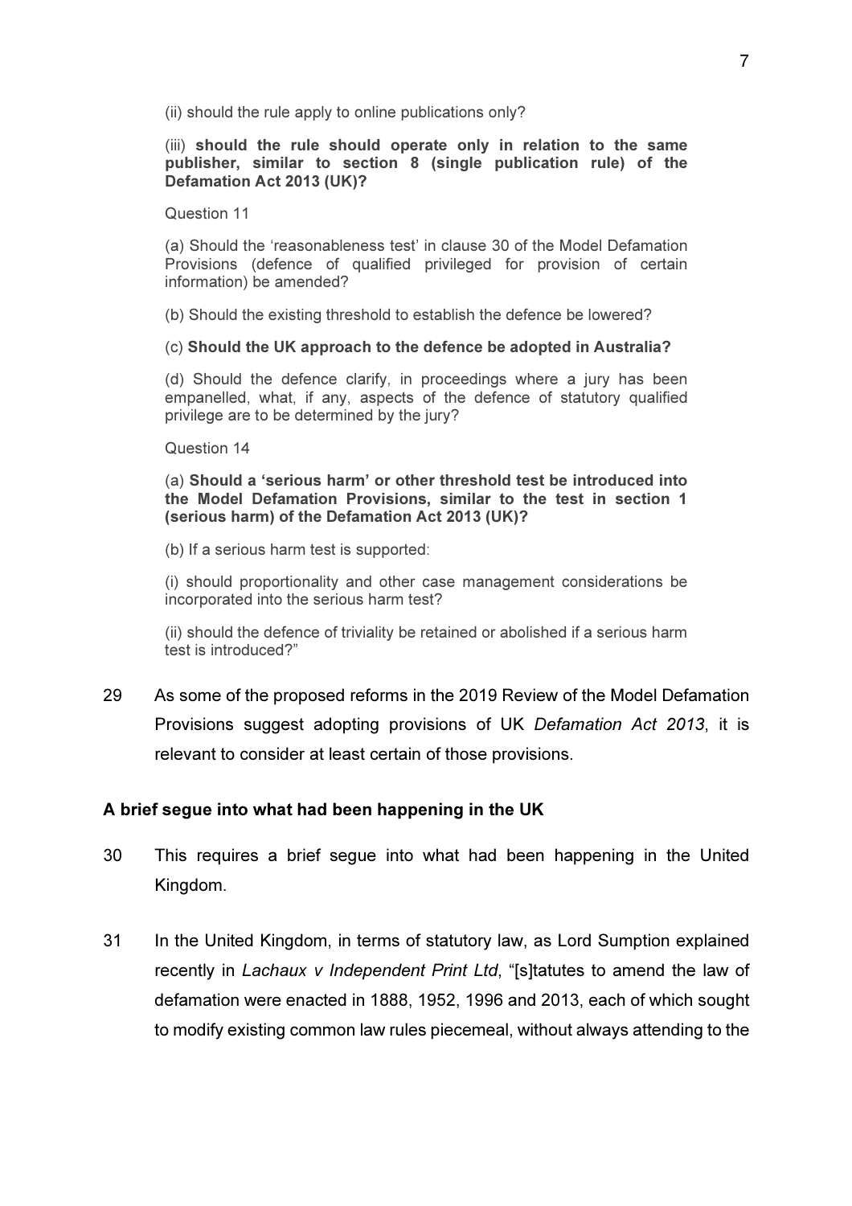(ii) should the rule apply to online publications only?

(iii) **should the rule should operate only in relation to the same publisher, similar to section 8 (single publication rule) of the Defamation Act 2013 (UK)?**

Question 11

(a) Should the 'reasonableness test' in clause 30 of the Model Defamation Provisions (defence of qualified privileged for provision of certain information) be amended?

(b) Should the existing threshold to establish the defence be lowered?

(c) **Should the UK approach to the defence be adopted in Australia?**

(d) Should the defence clarify, in proceedings where a jury has been empanelled, what, if any, aspects of the defence of statutory qualified privilege are to be determined by the jury?

Question 14

(a) **Should a 'serious harm' or other threshold test be introduced into the Model Defamation Provisions, similar to the test in section 1 (serious harm) of the Defamation Act 2013 (UK)?**

(b) If a serious harm test is supported:

(i) should proportionality and other case management considerations be incorporated into the serious harm test?

(ii) should the defence of triviality be retained or abolished if a serious harm test is introduced?"

29 As some of the proposed reforms in the 2019 Review of the Model Defamation Provisions suggest adopting provisions of UK *Defamation Act 2013*, it is relevant to consider at least certain of those provisions.

## A brief segue into what had been happening in the UK

30 This requires a brief segue into what had been happening in the United Kingdom.

31 In the United Kingdom, in terms of statutory law, as Lord Sumption explained recently in *Lachaux v Independent Print Ltd*, "[s]tatutes to amend the law of defamation were enacted in 1888, 1952, 1996 and 2013, each of which sought to modify existing common law rules piecemeal, without always attending to the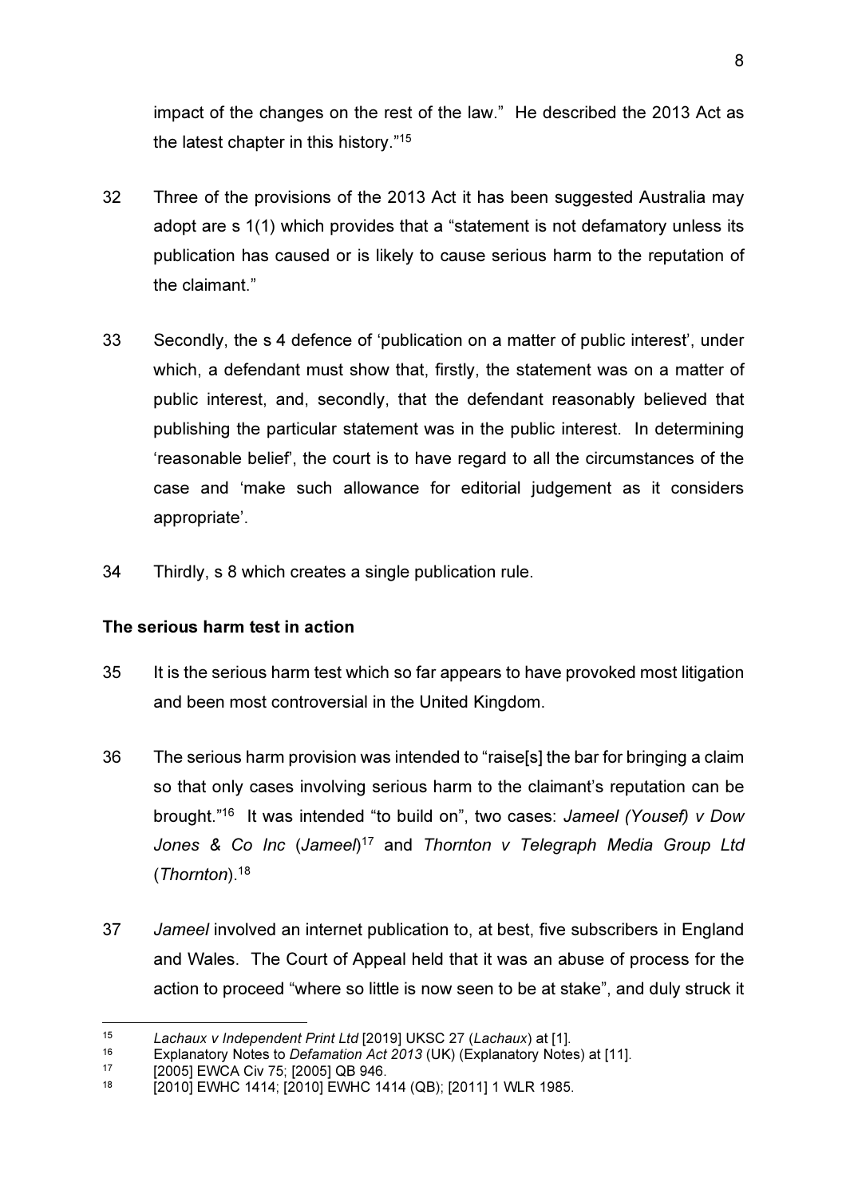impact of the changes on the rest of the law." He described the 2013 Act as the latest chapter in this history."[15]

32 Three of the provisions of the 2013 Act it has been suggested Australia may adopt are s 1(1) which provides that a "statement is not defamatory unless its publication has caused or is likely to cause serious harm to the reputation of the claimant."

33 Secondly, the s 4 defence of 'publication on a matter of public interest', under which, a defendant must show that, firstly, the statement was on a matter of public interest, and, secondly, that the defendant reasonably believed that publishing the particular statement was in the public interest. In determining 'reasonable belief', the court is to have regard to all the circumstances of the case and 'make such allowance for editorial judgement as it considers appropriate'.

34 Thirdly, s 8 which creates a single publication rule.

**The serious harm test in action**

35 It is the serious harm test which so far appears to have provoked most litigation and been most controversial in the United Kingdom.

36 The serious harm provision was intended to "raise[s] the bar for bringing a claim so that only cases involving serious harm to the claimant's reputation can be brought."[16] It was intended "to build on", two cases: *Jameel (Yousef) v Dow Jones & Co Inc* (*Jameel*)[17] and *Thornton v Telegraph Media Group Ltd* (*Thornton*).[18]

37 *Jameel* involved an internet publication to, at best, five subscribers in England and Wales. The Court of Appeal held that it was an abuse of process for the action to proceed "where so little is now seen to be at stake", and duly struck it

---

[15] *Lachaux v Independent Print Ltd* [2019] UKSC 27 (*Lachaux*) at [1].

[16] Explanatory Notes to *Defamation Act 2013* (UK) (Explanatory Notes) at [11].

[17] [2005] EWCA Civ 75; [2005] QB 946.

[18] [2010] EWHC 1414; [2010] EWHC 1414 (QB); [2011] 1 WLR 1985.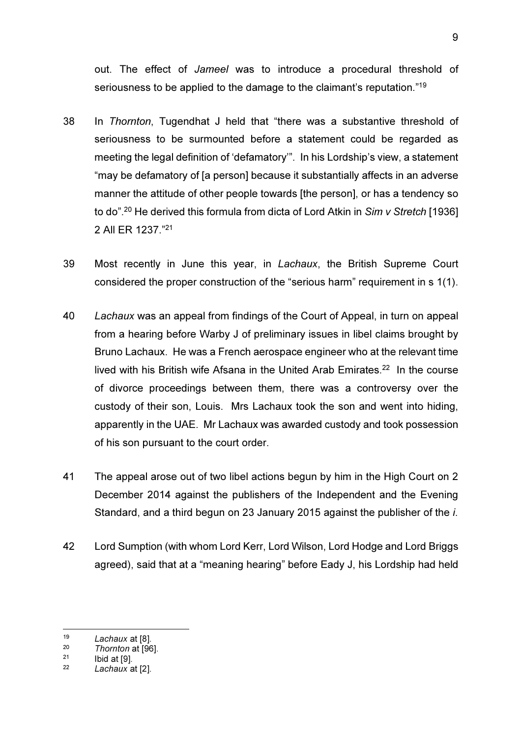out. The effect of *Jameel* was to introduce a procedural threshold of seriousness to be applied to the damage to the claimant's reputation."[19]

38 In *Thornton*, Tugendhat J held that "there was a substantive threshold of seriousness to be surmounted before a statement could be regarded as meeting the legal definition of 'defamatory'". In his Lordship's view, a statement "may be defamatory of [a person] because it substantially affects in an adverse manner the attitude of other people towards [the person], or has a tendency so to do".[20] He derived this formula from dicta of Lord Atkin in *Sim v Stretch* [1936] 2 All ER 1237."[21]

39 Most recently in June this year, in *Lachaux*, the British Supreme Court considered the proper construction of the "serious harm" requirement in s 1(1).

40 *Lachaux* was an appeal from findings of the Court of Appeal, in turn on appeal from a hearing before Warby J of preliminary issues in libel claims brought by Bruno Lachaux. He was a French aerospace engineer who at the relevant time lived with his British wife Afsana in the United Arab Emirates.[22] In the course of divorce proceedings between them, there was a controversy over the custody of their son, Louis. Mrs Lachaux took the son and went into hiding, apparently in the UAE. Mr Lachaux was awarded custody and took possession of his son pursuant to the court order.

41 The appeal arose out of two libel actions begun by him in the High Court on 2 December 2014 against the publishers of the Independent and the Evening Standard, and a third begun on 23 January 2015 against the publisher of the *i*.

42 Lord Sumption (with whom Lord Kerr, Lord Wilson, Lord Hodge and Lord Briggs agreed), said that at a "meaning hearing" before Eady J, his Lordship had held

---

[19] *Lachaux* at [8].
[20] *Thornton* at [96].
[21] Ibid at [9].
[22] *Lachaux* at [2].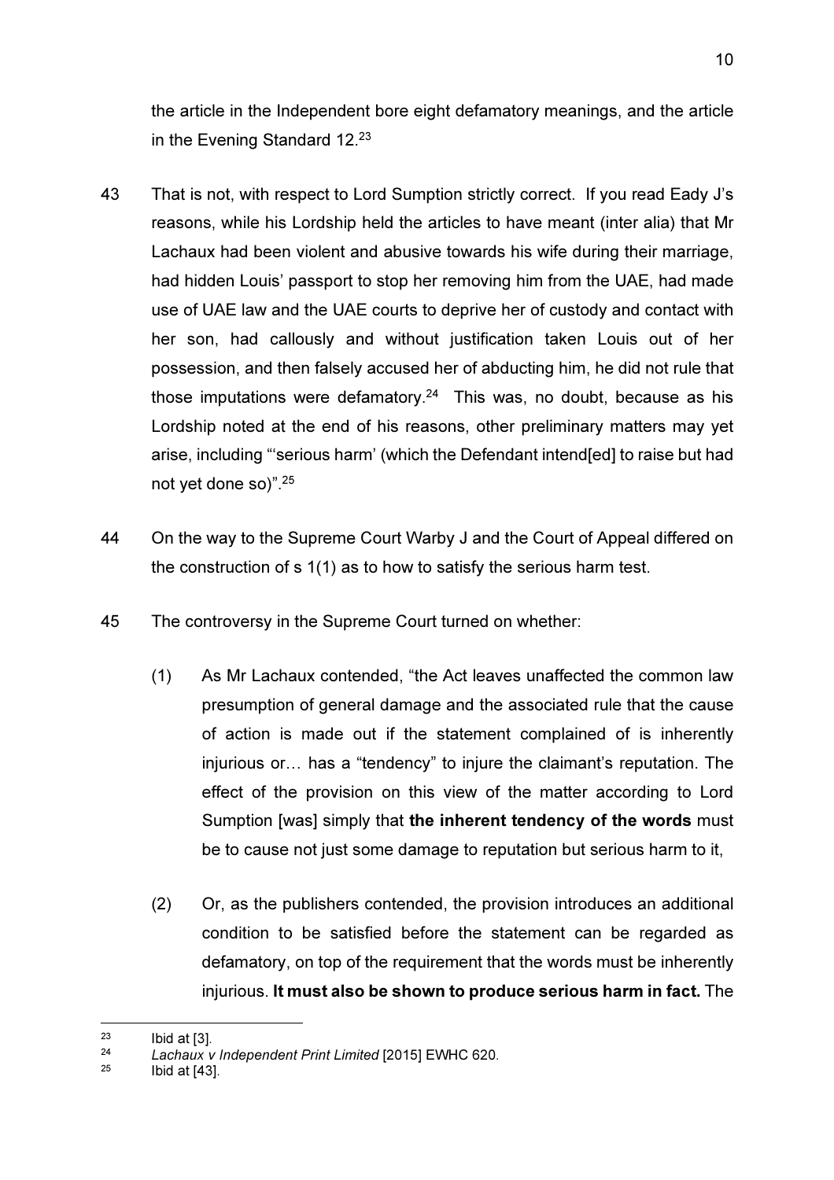the article in the Independent bore eight defamatory meanings, and the article in the Evening Standard 12.[23]

43 That is not, with respect to Lord Sumption strictly correct. If you read Eady J's reasons, while his Lordship held the articles to have meant (inter alia) that Mr Lachaux had been violent and abusive towards his wife during their marriage, had hidden Louis' passport to stop her removing him from the UAE, had made use of UAE law and the UAE courts to deprive her of custody and contact with her son, had callously and without justification taken Louis out of her possession, and then falsely accused her of abducting him, he did not rule that those imputations were defamatory.[24] This was, no doubt, because as his Lordship noted at the end of his reasons, other preliminary matters may yet arise, including "'serious harm' (which the Defendant intend[ed] to raise but had not yet done so)".[25]

44 On the way to the Supreme Court Warby J and the Court of Appeal differed on the construction of s 1(1) as to how to satisfy the serious harm test.

45 The controversy in the Supreme Court turned on whether:

(1) As Mr Lachaux contended, "the Act leaves unaffected the common law presumption of general damage and the associated rule that the cause of action is made out if the statement complained of is inherently injurious or… has a "tendency" to injure the claimant's reputation. The effect of the provision on this view of the matter according to Lord Sumption [was] simply that **the inherent tendency of the words** must be to cause not just some damage to reputation but serious harm to it,

(2) Or, as the publishers contended, the provision introduces an additional condition to be satisfied before the statement can be regarded as defamatory, on top of the requirement that the words must be inherently injurious. **It must also be shown to produce serious harm in fact.** The

---

[23] Ibid at [3].

[24] *Lachaux v Independent Print Limited* [2015] EWHC 620.

[25] Ibid at [43].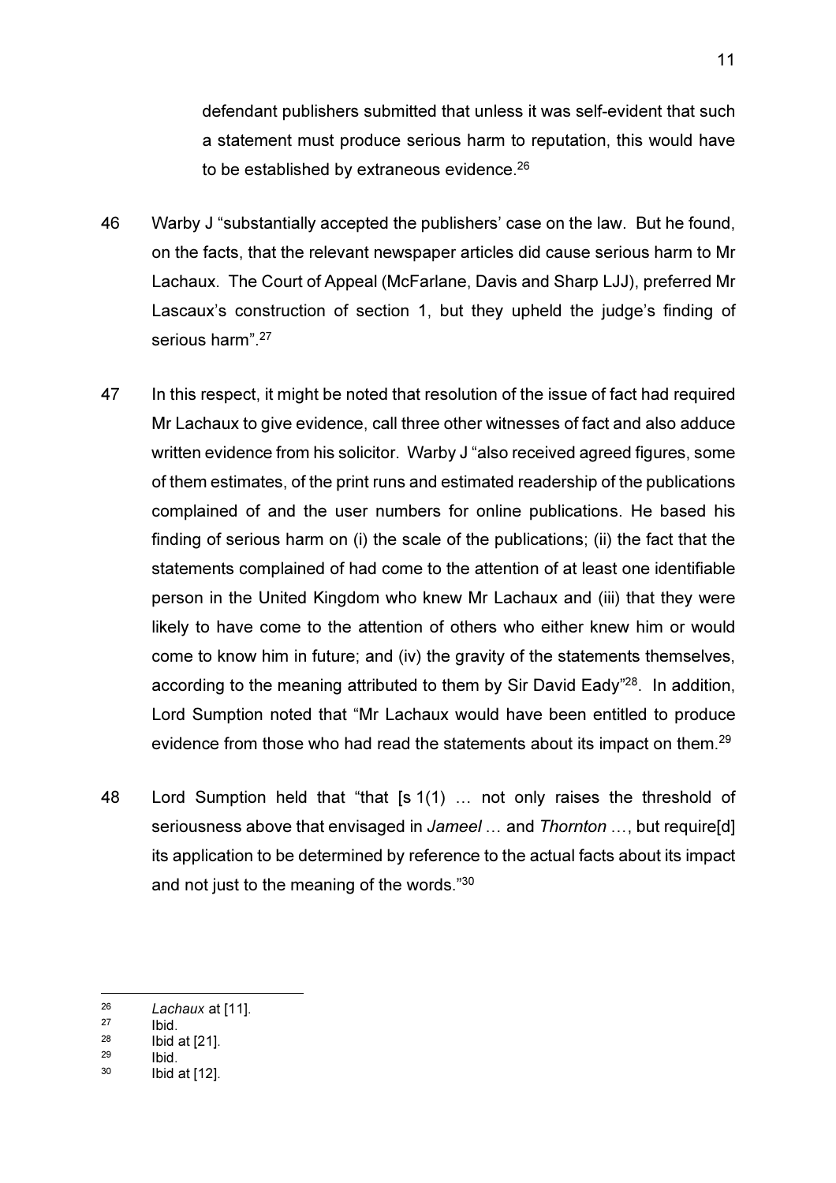defendant publishers submitted that unless it was self-evident that such a statement must produce serious harm to reputation, this would have to be established by extraneous evidence.[26]

46 Warby J "substantially accepted the publishers' case on the law. But he found, on the facts, that the relevant newspaper articles did cause serious harm to Mr Lachaux. The Court of Appeal (McFarlane, Davis and Sharp LJJ), preferred Mr Lascaux's construction of section 1, but they upheld the judge's finding of serious harm".[27]

47 In this respect, it might be noted that resolution of the issue of fact had required Mr Lachaux to give evidence, call three other witnesses of fact and also adduce written evidence from his solicitor. Warby J "also received agreed figures, some of them estimates, of the print runs and estimated readership of the publications complained of and the user numbers for online publications. He based his finding of serious harm on (i) the scale of the publications; (ii) the fact that the statements complained of had come to the attention of at least one identifiable person in the United Kingdom who knew Mr Lachaux and (iii) that they were likely to have come to the attention of others who either knew him or would come to know him in future; and (iv) the gravity of the statements themselves, according to the meaning attributed to them by Sir David Eady"[28]. In addition, Lord Sumption noted that "Mr Lachaux would have been entitled to produce evidence from those who had read the statements about its impact on them.[29]

48 Lord Sumption held that "that [s 1(1) … not only raises the threshold of seriousness above that envisaged in *Jameel* … and *Thornton* …, but require[d] its application to be determined by reference to the actual facts about its impact and not just to the meaning of the words."[30]

---

[26] *Lachaux* at [11].

[27] Ibid.

[28] Ibid at [21].

[29] Ibid.

[30] Ibid at [12].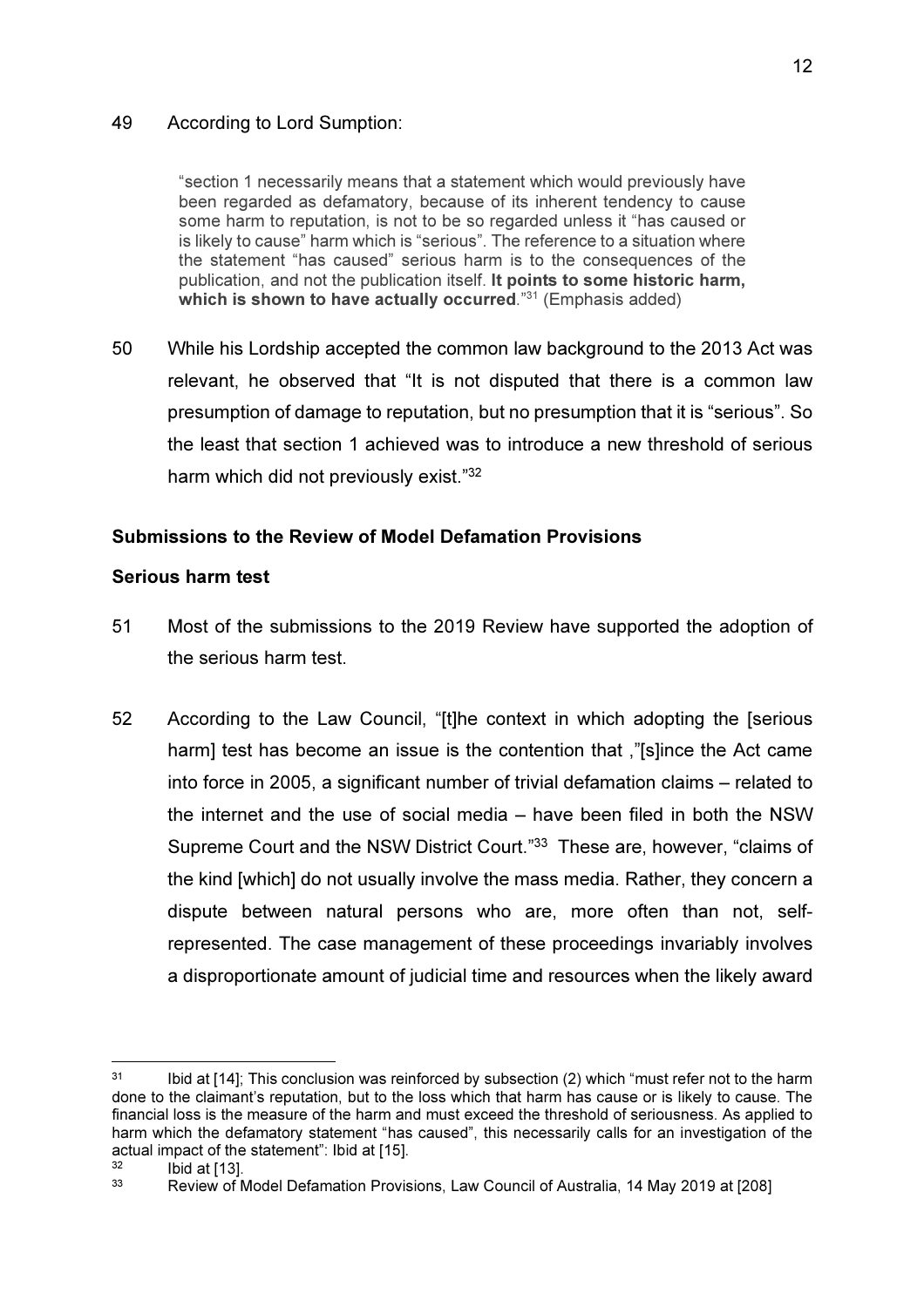49 According to Lord Sumption:

> "section 1 necessarily means that a statement which would previously have been regarded as defamatory, because of its inherent tendency to cause some harm to reputation, is not to be so regarded unless it "has caused or is likely to cause" harm which is "serious". The reference to a situation where the statement "has caused" serious harm is to the consequences of the publication, and not the publication itself. **It points to some historic harm, which is shown to have actually occurred**."[31] (Emphasis added)

50 While his Lordship accepted the common law background to the 2013 Act was relevant, he observed that "It is not disputed that there is a common law presumption of damage to reputation, but no presumption that it is "serious". So the least that section 1 achieved was to introduce a new threshold of serious harm which did not previously exist."[32]

**Submissions to the Review of Model Defamation Provisions**

**Serious harm test**

51 Most of the submissions to the 2019 Review have supported the adoption of the serious harm test.

52 According to the Law Council, "[t]he context in which adopting the [serious harm] test has become an issue is the contention that ,"[s]ince the Act came into force in 2005, a significant number of trivial defamation claims – related to the internet and the use of social media – have been filed in both the NSW Supreme Court and the NSW District Court."[33] These are, however, "claims of the kind [which] do not usually involve the mass media. Rather, they concern a dispute between natural persons who are, more often than not, self-represented. The case management of these proceedings invariably involves a disproportionate amount of judicial time and resources when the likely award

---

[31] Ibid at [14]; This conclusion was reinforced by subsection (2) which "must refer not to the harm done to the claimant's reputation, but to the loss which that harm has cause or is likely to cause. The financial loss is the measure of the harm and must exceed the threshold of seriousness. As applied to harm which the defamatory statement "has caused", this necessarily calls for an investigation of the actual impact of the statement": Ibid at [15].

[32] Ibid at [13].

[33] Review of Model Defamation Provisions, Law Council of Australia, 14 May 2019 at [208]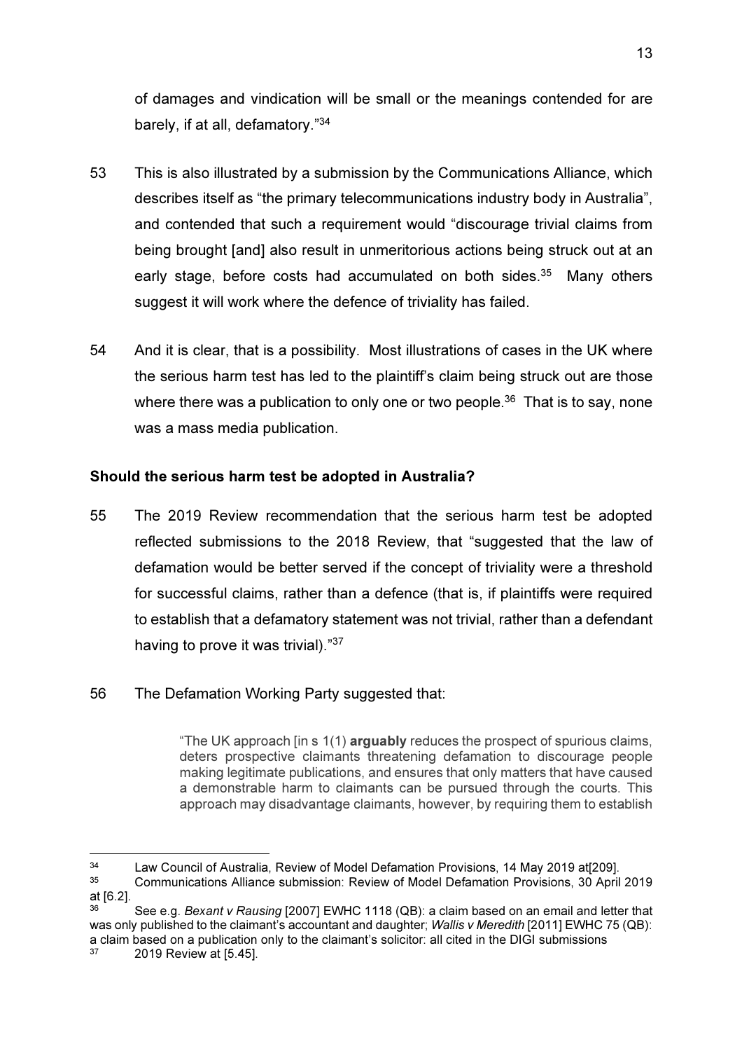of damages and vindication will be small or the meanings contended for are barely, if at all, defamatory."[34]

53 This is also illustrated by a submission by the Communications Alliance, which describes itself as "the primary telecommunications industry body in Australia", and contended that such a requirement would "discourage trivial claims from being brought [and] also result in unmeritorious actions being struck out at an early stage, before costs had accumulated on both sides.[35] Many others suggest it will work where the defence of triviality has failed.

54 And it is clear, that is a possibility. Most illustrations of cases in the UK where the serious harm test has led to the plaintiff's claim being struck out are those where there was a publication to only one or two people.[36] That is to say, none was a mass media publication.

**Should the serious harm test be adopted in Australia?**

55 The 2019 Review recommendation that the serious harm test be adopted reflected submissions to the 2018 Review, that "suggested that the law of defamation would be better served if the concept of triviality were a threshold for successful claims, rather than a defence (that is, if plaintiffs were required to establish that a defamatory statement was not trivial, rather than a defendant having to prove it was trivial)."[37]

56 The Defamation Working Party suggested that:

> "The UK approach [in s 1(1) **arguably** reduces the prospect of spurious claims, deters prospective claimants threatening defamation to discourage people making legitimate publications, and ensures that only matters that have caused a demonstrable harm to claimants can be pursued through the courts. This approach may disadvantage claimants, however, by requiring them to establish

---

[34] Law Council of Australia, Review of Model Defamation Provisions, 14 May 2019 at[209].

[35] Communications Alliance submission: Review of Model Defamation Provisions, 30 April 2019 at [6.2].

[36] See e.g. *Bexant v Rausing* [2007] EWHC 1118 (QB): a claim based on an email and letter that was only published to the claimant's accountant and daughter; *Wallis v Meredith* [2011] EWHC 75 (QB): a claim based on a publication only to the claimant's solicitor: all cited in the DIGI submissions

[37] 2019 Review at [5.45].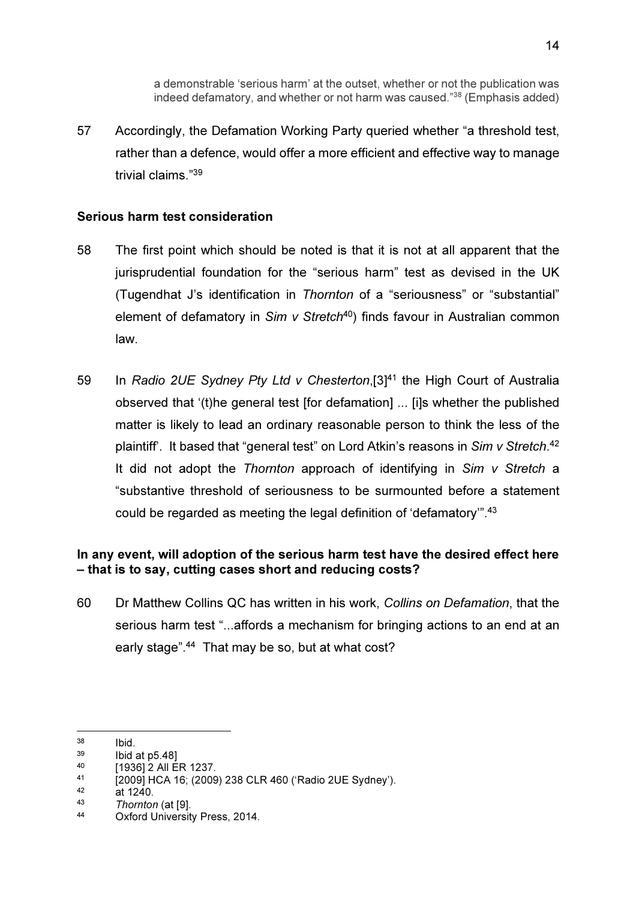a demonstrable 'serious harm' at the outset, whether or not the publication was indeed defamatory, and whether or not harm was caused."[38] (Emphasis added)

57 Accordingly, the Defamation Working Party queried whether "a threshold test, rather than a defence, would offer a more efficient and effective way to manage trivial claims."[39]

**Serious harm test consideration**

58 The first point which should be noted is that it is not at all apparent that the jurisprudential foundation for the "serious harm" test as devised in the UK (Tugendhat J's identification in *Thornton* of a "seriousness" or "substantial" element of defamatory in *Sim v Stretch*[40]) finds favour in Australian common law.

59 In *Radio 2UE Sydney Pty Ltd v Chesterton*,[3][41] the High Court of Australia observed that '(t)he general test [for defamation] ... [i]s whether the published matter is likely to lead an ordinary reasonable person to think the less of the plaintiff'. It based that "general test" on Lord Atkin's reasons in *Sim v Stretch*.[42] It did not adopt the *Thornton* approach of identifying in *Sim v Stretch* a "substantive threshold of seriousness to be surmounted before a statement could be regarded as meeting the legal definition of 'defamatory'".[43]

**In any event, will adoption of the serious harm test have the desired effect here – that is to say, cutting cases short and reducing costs?**

60 Dr Matthew Collins QC has written in his work, *Collins on Defamation*, that the serious harm test "...affords a mechanism for bringing actions to an end at an early stage".[44] That may be so, but at what cost?

---

[38] Ibid.
[39] Ibid at p5.48]
[40] [1936] 2 All ER 1237.
[41] [2009] HCA 16; (2009) 238 CLR 460 ('Radio 2UE Sydney').
[42] at 1240.
[43] *Thornton* (at [9].
[44] Oxford University Press, 2014.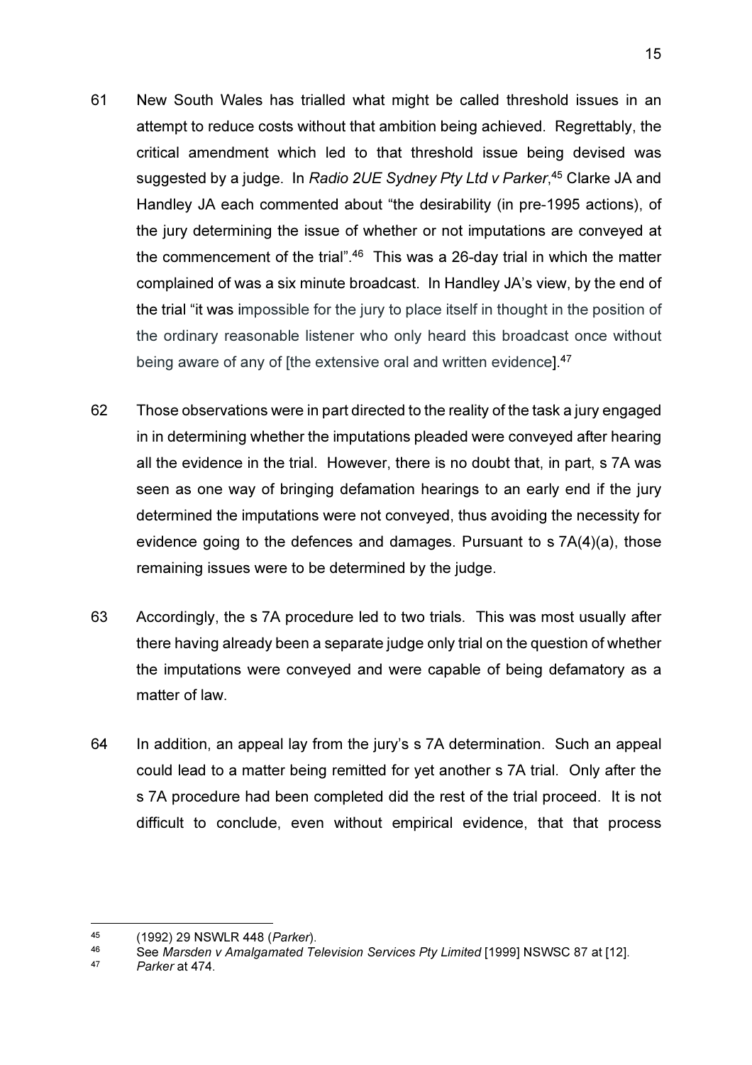61 New South Wales has trialled what might be called threshold issues in an attempt to reduce costs without that ambition being achieved. Regrettably, the critical amendment which led to that threshold issue being devised was suggested by a judge. In *Radio 2UE Sydney Pty Ltd v Parker*,[45] Clarke JA and Handley JA each commented about "the desirability (in pre-1995 actions), of the jury determining the issue of whether or not imputations are conveyed at the commencement of the trial".[46] This was a 26-day trial in which the matter complained of was a six minute broadcast. In Handley JA's view, by the end of the trial "it was impossible for the jury to place itself in thought in the position of the ordinary reasonable listener who only heard this broadcast once without being aware of any of [the extensive oral and written evidence].[47]

62 Those observations were in part directed to the reality of the task a jury engaged in in determining whether the imputations pleaded were conveyed after hearing all the evidence in the trial. However, there is no doubt that, in part, s 7A was seen as one way of bringing defamation hearings to an early end if the jury determined the imputations were not conveyed, thus avoiding the necessity for evidence going to the defences and damages. Pursuant to s 7A(4)(a), those remaining issues were to be determined by the judge.

63 Accordingly, the s 7A procedure led to two trials. This was most usually after there having already been a separate judge only trial on the question of whether the imputations were conveyed and were capable of being defamatory as a matter of law.

64 In addition, an appeal lay from the jury's s 7A determination. Such an appeal could lead to a matter being remitted for yet another s 7A trial. Only after the s 7A procedure had been completed did the rest of the trial proceed. It is not difficult to conclude, even without empirical evidence, that that process

---

[45] (1992) 29 NSWLR 448 (*Parker*).

[46] See *Marsden v Amalgamated Television Services Pty Limited* [1999] NSWSC 87 at [12].

[47] *Parker* at 474.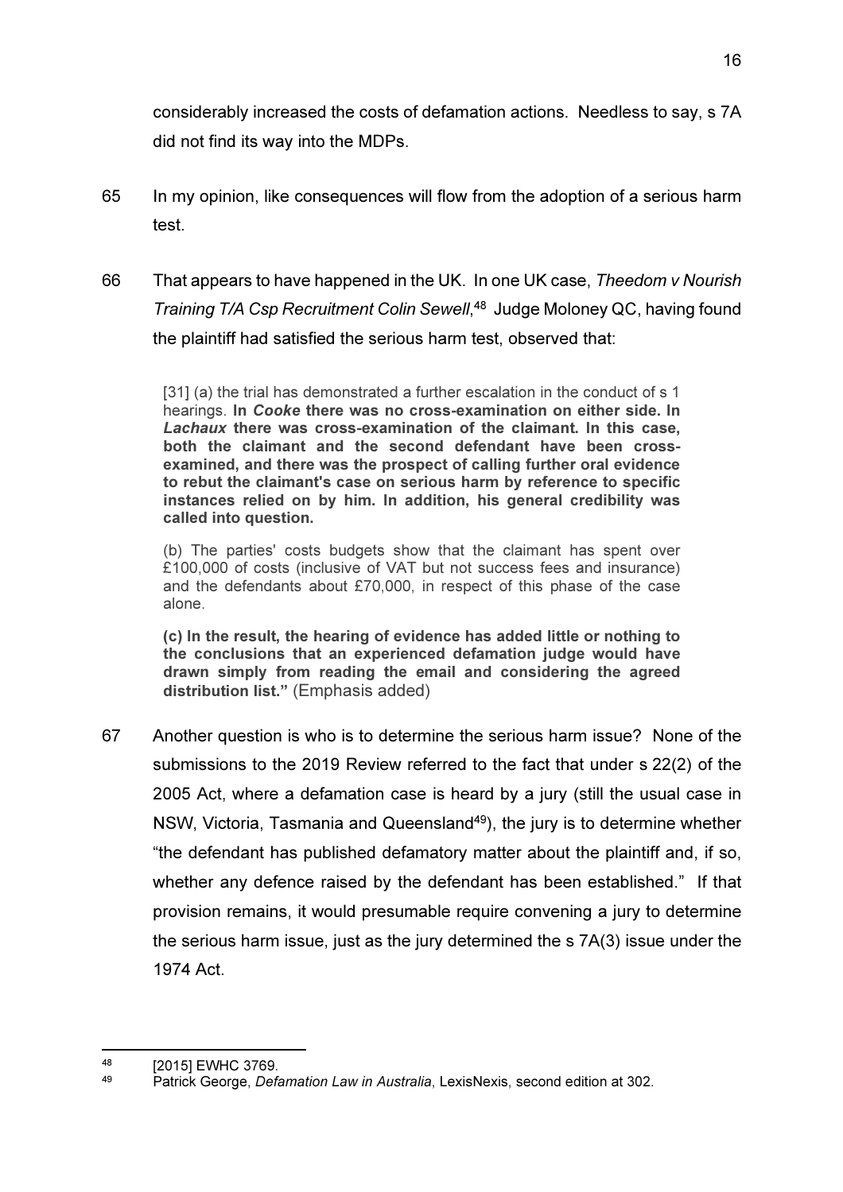considerably increased the costs of defamation actions. Needless to say, s 7A did not find its way into the MDPs.

65 In my opinion, like consequences will flow from the adoption of a serious harm test.

66 That appears to have happened in the UK. In one UK case, *Theedom v Nourish Training T/A Csp Recruitment Colin Sewell*,[48] Judge Moloney QC, having found the plaintiff had satisfied the serious harm test, observed that:

> [31] (a) the trial has demonstrated a further escalation in the conduct of s 1 hearings. **In *Cooke* there was no cross-examination on either side. In *Lachaux* there was cross-examination of the claimant. In this case, both the claimant and the second defendant have been cross-examined, and there was the prospect of calling further oral evidence to rebut the claimant's case on serious harm by reference to specific instances relied on by him. In addition, his general credibility was called into question.**
>
> (b) The parties' costs budgets show that the claimant has spent over £100,000 of costs (inclusive of VAT but not success fees and insurance) and the defendants about £70,000, in respect of this phase of the case alone.
>
> **(c) In the result, the hearing of evidence has added little or nothing to the conclusions that an experienced defamation judge would have drawn simply from reading the email and considering the agreed distribution list."** (Emphasis added)

67 Another question is who is to determine the serious harm issue? None of the submissions to the 2019 Review referred to the fact that under s 22(2) of the 2005 Act, where a defamation case is heard by a jury (still the usual case in NSW, Victoria, Tasmania and Queensland[49]), the jury is to determine whether "the defendant has published defamatory matter about the plaintiff and, if so, whether any defence raised by the defendant has been established." If that provision remains, it would presumable require convening a jury to determine the serious harm issue, just as the jury determined the s 7A(3) issue under the 1974 Act.

---

[48] [2015] EWHC 3769.

[49] Patrick George, *Defamation Law in Australia*, LexisNexis, second edition at 302.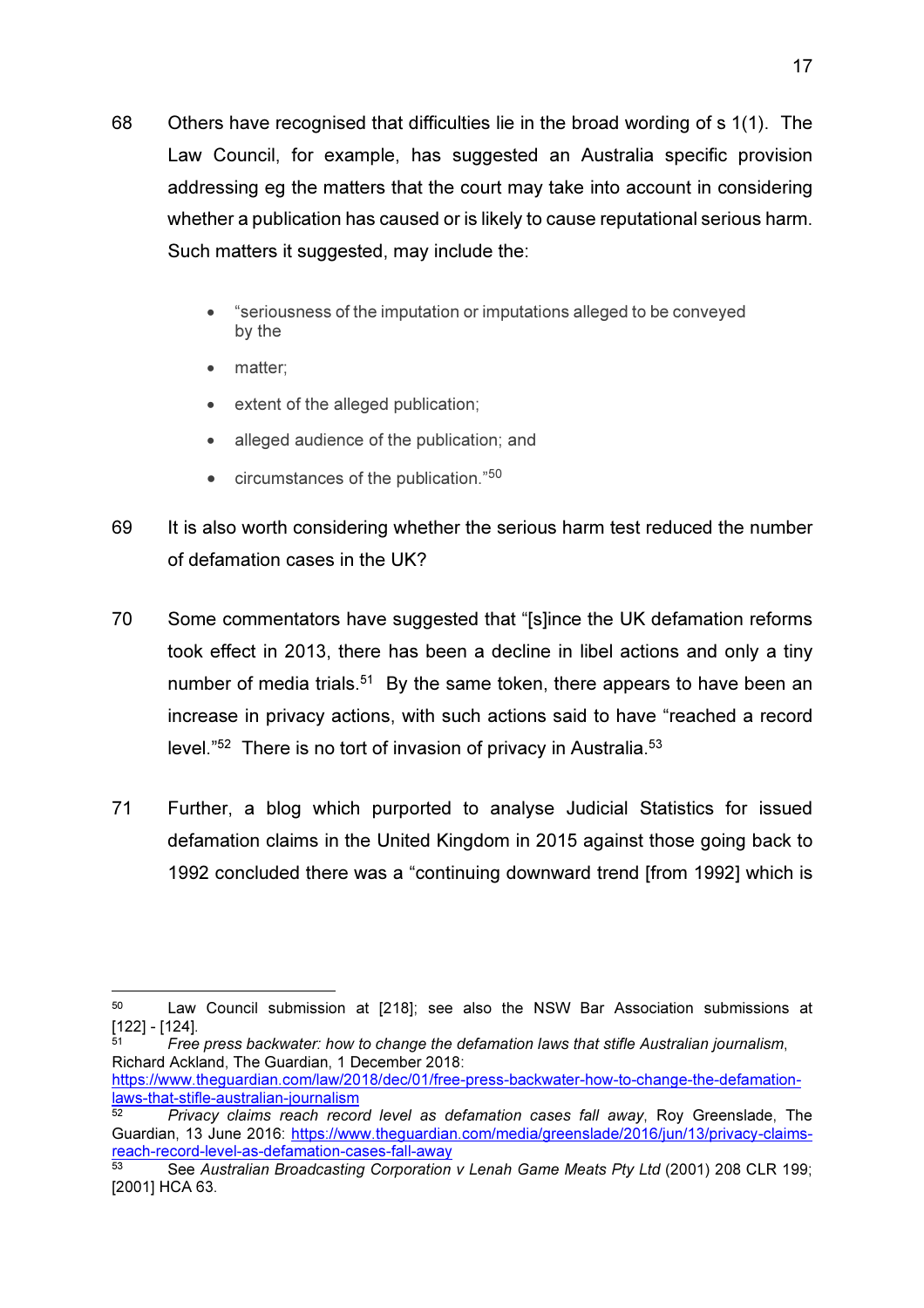68 Others have recognised that difficulties lie in the broad wording of s 1(1). The Law Council, for example, has suggested an Australia specific provision addressing eg the matters that the court may take into account in considering whether a publication has caused or is likely to cause reputational serious harm. Such matters it suggested, may include the:

- "seriousness of the imputation or imputations alleged to be conveyed by the
- matter;
- extent of the alleged publication;
- alleged audience of the publication; and
- circumstances of the publication."[50]

69 It is also worth considering whether the serious harm test reduced the number of defamation cases in the UK?

70 Some commentators have suggested that "[s]ince the UK defamation reforms took effect in 2013, there has been a decline in libel actions and only a tiny number of media trials.[51] By the same token, there appears to have been an increase in privacy actions, with such actions said to have "reached a record level."[52] There is no tort of invasion of privacy in Australia.[53]

71 Further, a blog which purported to analyse Judicial Statistics for issued defamation claims in the United Kingdom in 2015 against those going back to 1992 concluded there was a "continuing downward trend [from 1992] which is

---

[50] Law Council submission at [218]; see also the NSW Bar Association submissions at [122] - [124].

[51] *Free press backwater: how to change the defamation laws that stifle Australian journalism*, Richard Ackland, The Guardian, 1 December 2018: https://www.theguardian.com/law/2018/dec/01/free-press-backwater-how-to-change-the-defamation-laws-that-stifle-australian-journalism

[52] *Privacy claims reach record level as defamation cases fall away*, Roy Greenslade, The Guardian, 13 June 2016: https://www.theguardian.com/media/greenslade/2016/jun/13/privacy-claims-reach-record-level-as-defamation-cases-fall-away

[53] See *Australian Broadcasting Corporation v Lenah Game Meats Pty Ltd* (2001) 208 CLR 199; [2001] HCA 63.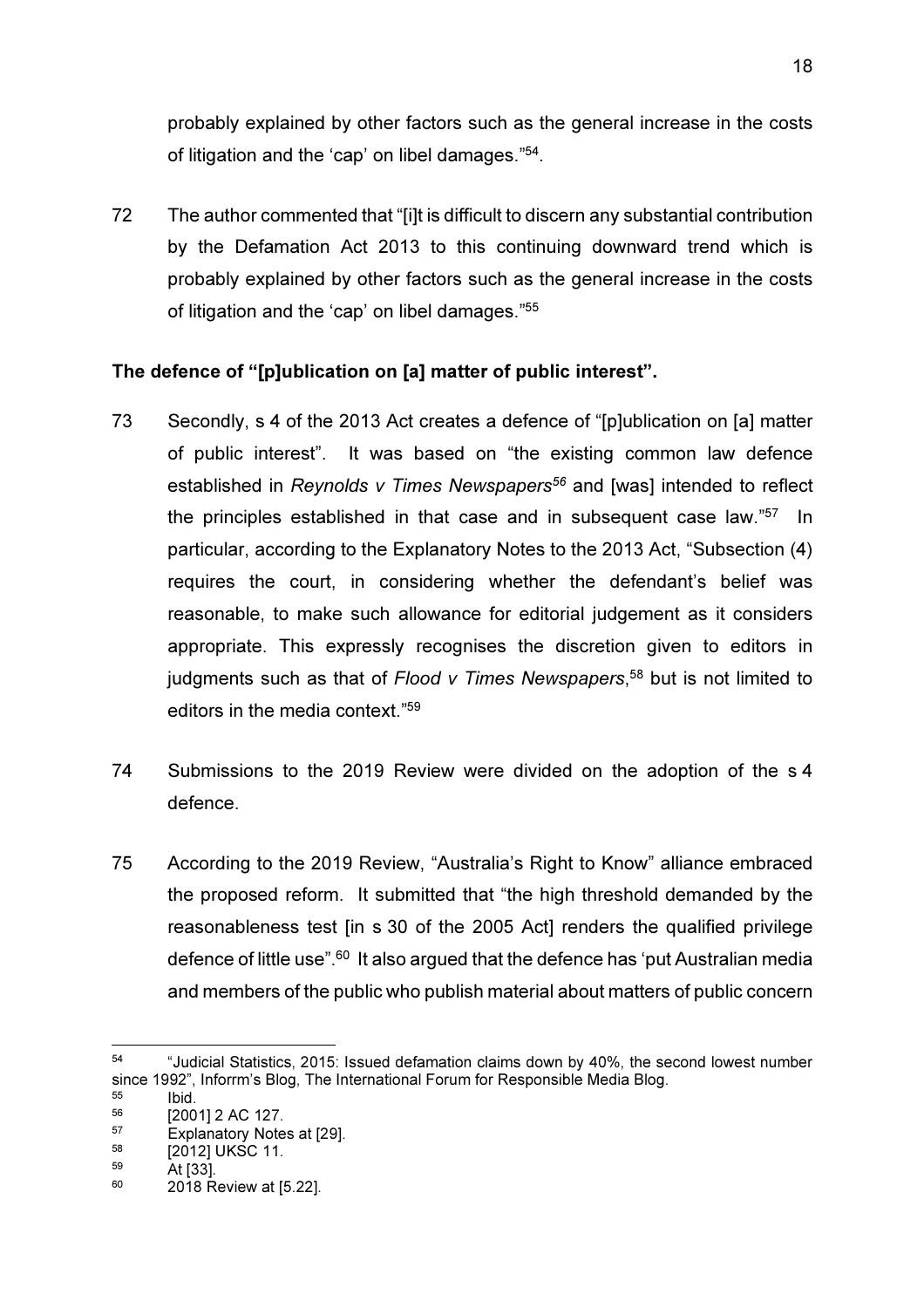probably explained by other factors such as the general increase in the costs of litigation and the 'cap' on libel damages."[54].

72 The author commented that "[i]t is difficult to discern any substantial contribution by the Defamation Act 2013 to this continuing downward trend which is probably explained by other factors such as the general increase in the costs of litigation and the 'cap' on libel damages."[55]

**The defence of "[p]ublication on [a] matter of public interest".**

73 Secondly, s 4 of the 2013 Act creates a defence of "[p]ublication on [a] matter of public interest". It was based on "the existing common law defence established in *Reynolds v Times Newspapers*[56] and [was] intended to reflect the principles established in that case and in subsequent case law."[57] In particular, according to the Explanatory Notes to the 2013 Act, "Subsection (4) requires the court, in considering whether the defendant's belief was reasonable, to make such allowance for editorial judgement as it considers appropriate. This expressly recognises the discretion given to editors in judgments such as that of *Flood v Times Newspapers*,[58] but is not limited to editors in the media context."[59]

74 Submissions to the 2019 Review were divided on the adoption of the s 4 defence.

75 According to the 2019 Review, "Australia's Right to Know" alliance embraced the proposed reform. It submitted that "the high threshold demanded by the reasonableness test [in s 30 of the 2005 Act] renders the qualified privilege defence of little use".[60] It also argued that the defence has 'put Australian media and members of the public who publish material about matters of public concern

---

[54] "Judicial Statistics, 2015: Issued defamation claims down by 40%, the second lowest number since 1992", Inforrm's Blog, The International Forum for Responsible Media Blog.

[55] Ibid.

[56] [2001] 2 AC 127.

[57] Explanatory Notes at [29].

[58] [2012] UKSC 11.

[59] At [33].

[60] 2018 Review at [5.22].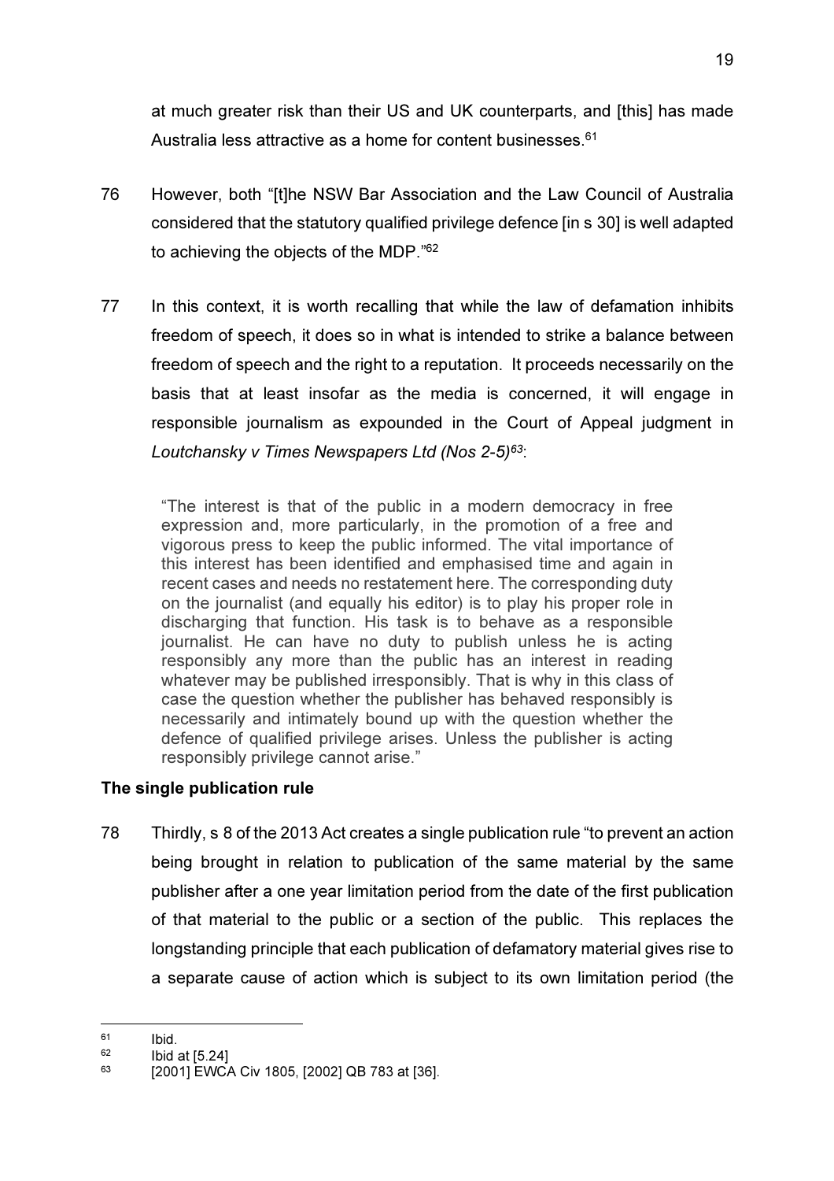at much greater risk than their US and UK counterparts, and [this] has made Australia less attractive as a home for content businesses.[61]

76 However, both "[t]he NSW Bar Association and the Law Council of Australia considered that the statutory qualified privilege defence [in s 30] is well adapted to achieving the objects of the MDP."[62]

77 In this context, it is worth recalling that while the law of defamation inhibits freedom of speech, it does so in what is intended to strike a balance between freedom of speech and the right to a reputation. It proceeds necessarily on the basis that at least insofar as the media is concerned, it will engage in responsible journalism as expounded in the Court of Appeal judgment in *Loutchansky v Times Newspapers Ltd (Nos 2-5)*[63]:

> "The interest is that of the public in a modern democracy in free expression and, more particularly, in the promotion of a free and vigorous press to keep the public informed. The vital importance of this interest has been identified and emphasised time and again in recent cases and needs no restatement here. The corresponding duty on the journalist (and equally his editor) is to play his proper role in discharging that function. His task is to behave as a responsible journalist. He can have no duty to publish unless he is acting responsibly any more than the public has an interest in reading whatever may be published irresponsibly. That is why in this class of case the question whether the publisher has behaved responsibly is necessarily and intimately bound up with the question whether the defence of qualified privilege arises. Unless the publisher is acting responsibly privilege cannot arise."

**The single publication rule**

78 Thirdly, s 8 of the 2013 Act creates a single publication rule "to prevent an action being brought in relation to publication of the same material by the same publisher after a one year limitation period from the date of the first publication of that material to the public or a section of the public. This replaces the longstanding principle that each publication of defamatory material gives rise to a separate cause of action which is subject to its own limitation period (the

---

[61] Ibid.

[62] Ibid at [5.24]

[63] [2001] EWCA Civ 1805, [2002] QB 783 at [36].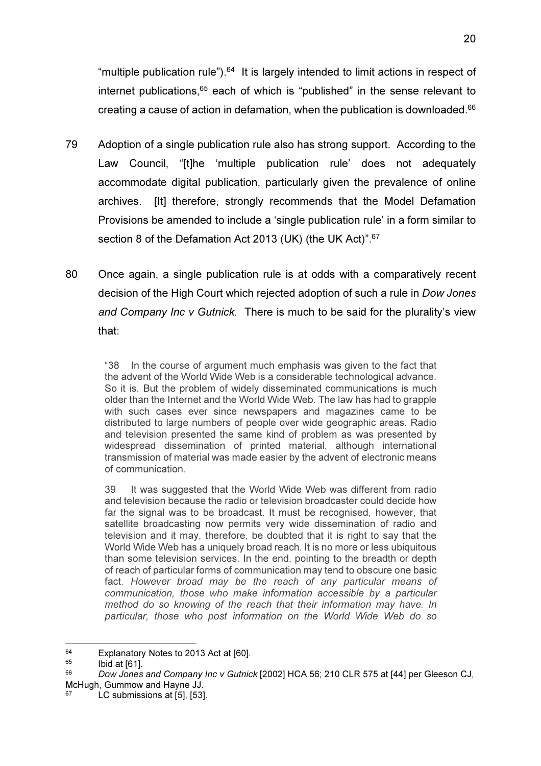"multiple publication rule").[64] It is largely intended to limit actions in respect of internet publications,[65] each of which is "published" in the sense relevant to creating a cause of action in defamation, when the publication is downloaded.[66]

79 Adoption of a single publication rule also has strong support. According to the Law Council, "[t]he 'multiple publication rule' does not adequately accommodate digital publication, particularly given the prevalence of online archives. [It] therefore, strongly recommends that the Model Defamation Provisions be amended to include a 'single publication rule' in a form similar to section 8 of the Defamation Act 2013 (UK) (the UK Act)".[67]

80 Once again, a single publication rule is at odds with a comparatively recent decision of the High Court which rejected adoption of such a rule in *Dow Jones and Company Inc v Gutnick*. There is much to be said for the plurality's view that:

> "38 In the course of argument much emphasis was given to the fact that the advent of the World Wide Web is a considerable technological advance. So it is. But the problem of widely disseminated communications is much older than the Internet and the World Wide Web. The law has had to grapple with such cases ever since newspapers and magazines came to be distributed to large numbers of people over wide geographic areas. Radio and television presented the same kind of problem as was presented by widespread dissemination of printed material, although international transmission of material was made easier by the advent of electronic means of communication.
>
> 39 It was suggested that the World Wide Web was different from radio and television because the radio or television broadcaster could decide how far the signal was to be broadcast. It must be recognised, however, that satellite broadcasting now permits very wide dissemination of radio and television and it may, therefore, be doubted that it is right to say that the World Wide Web has a uniquely broad reach. It is no more or less ubiquitous than some television services. In the end, pointing to the breadth or depth of reach of particular forms of communication may tend to obscure one basic fact. *However broad may be the reach of any particular means of communication, those who make information accessible by a particular method do so knowing of the reach that their information may have. In particular, those who post information on the World Wide Web do so*

---

[64] Explanatory Notes to 2013 Act at [60].

[65] Ibid at [61].

[66] *Dow Jones and Company Inc v Gutnick* [2002] HCA 56; 210 CLR 575 at [44] per Gleeson CJ, McHugh, Gummow and Hayne JJ.

[67] LC submissions at [5], [53].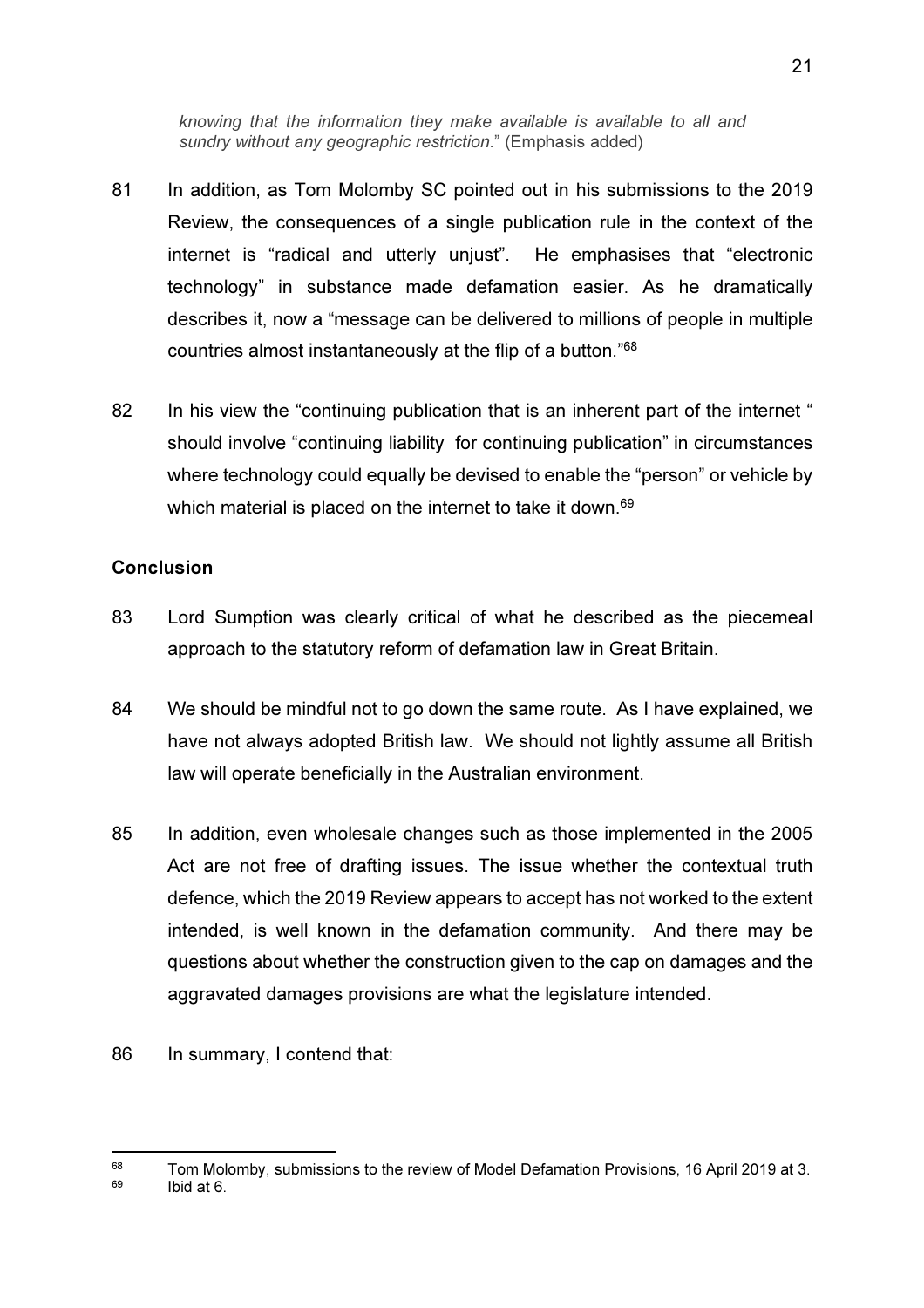*knowing that the information they make available is available to all and sundry without any geographic restriction.*" (Emphasis added)

81 In addition, as Tom Molomby SC pointed out in his submissions to the 2019 Review, the consequences of a single publication rule in the context of the internet is "radical and utterly unjust". He emphasises that "electronic technology" in substance made defamation easier. As he dramatically describes it, now a "message can be delivered to millions of people in multiple countries almost instantaneously at the flip of a button."[68]

82 In his view the "continuing publication that is an inherent part of the internet " should involve "continuing liability for continuing publication" in circumstances where technology could equally be devised to enable the "person" or vehicle by which material is placed on the internet to take it down.[69]

**Conclusion**

83 Lord Sumption was clearly critical of what he described as the piecemeal approach to the statutory reform of defamation law in Great Britain.

84 We should be mindful not to go down the same route. As I have explained, we have not always adopted British law. We should not lightly assume all British law will operate beneficially in the Australian environment.

85 In addition, even wholesale changes such as those implemented in the 2005 Act are not free of drafting issues. The issue whether the contextual truth defence, which the 2019 Review appears to accept has not worked to the extent intended, is well known in the defamation community. And there may be questions about whether the construction given to the cap on damages and the aggravated damages provisions are what the legislature intended.

86 In summary, I contend that:

---

[68] Tom Molomby, submissions to the review of Model Defamation Provisions, 16 April 2019 at 3.

[69] Ibid at 6.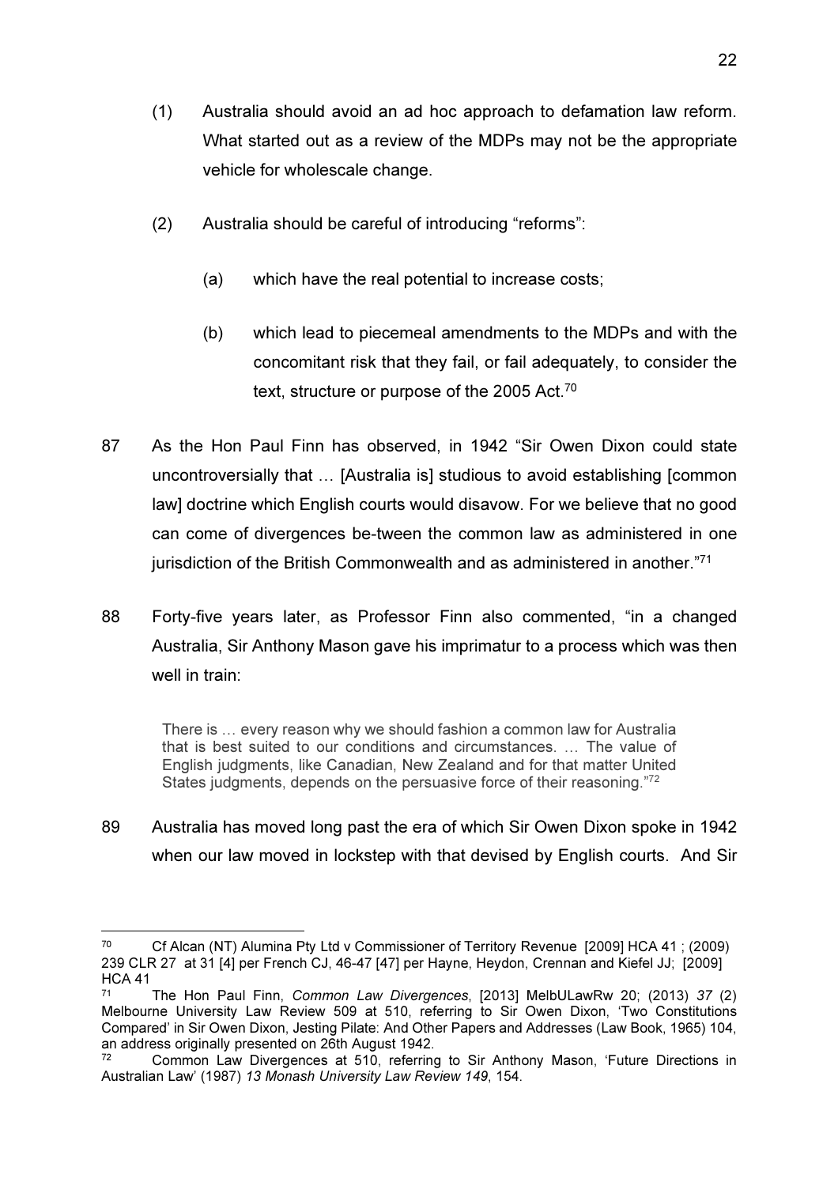(1) Australia should avoid an ad hoc approach to defamation law reform. What started out as a review of the MDPs may not be the appropriate vehicle for wholescale change.

(2) Australia should be careful of introducing "reforms":

   (a) which have the real potential to increase costs;

   (b) which lead to piecemeal amendments to the MDPs and with the concomitant risk that they fail, or fail adequately, to consider the text, structure or purpose of the 2005 Act.[70]

87 As the Hon Paul Finn has observed, in 1942 "Sir Owen Dixon could state uncontroversially that … [Australia is] studious to avoid establishing [common law] doctrine which English courts would disavow. For we believe that no good can come of divergences be-tween the common law as administered in one jurisdiction of the British Commonwealth and as administered in another."[71]

88 Forty-five years later, as Professor Finn also commented, "in a changed Australia, Sir Anthony Mason gave his imprimatur to a process which was then well in train:

> There is … every reason why we should fashion a common law for Australia that is best suited to our conditions and circumstances. … The value of English judgments, like Canadian, New Zealand and for that matter United States judgments, depends on the persuasive force of their reasoning."[72]

89 Australia has moved long past the era of which Sir Owen Dixon spoke in 1942 when our law moved in lockstep with that devised by English courts. And Sir

---

[70] Cf Alcan (NT) Alumina Pty Ltd v Commissioner of Territory Revenue [2009] HCA 41 ; (2009) 239 CLR 27 at 31 [4] per French CJ, 46-47 [47] per Hayne, Heydon, Crennan and Kiefel JJ; [2009] HCA 41

[71] The Hon Paul Finn, *Common Law Divergences*, [2013] MelbULawRw 20; (2013) *37* (2) Melbourne University Law Review 509 at 510, referring to Sir Owen Dixon, 'Two Constitutions Compared' in Sir Owen Dixon, Jesting Pilate: And Other Papers and Addresses (Law Book, 1965) 104, an address originally presented on 26th August 1942.

[72] Common Law Divergences at 510, referring to Sir Anthony Mason, 'Future Directions in Australian Law' (1987) *13 Monash University Law Review 149*, 154.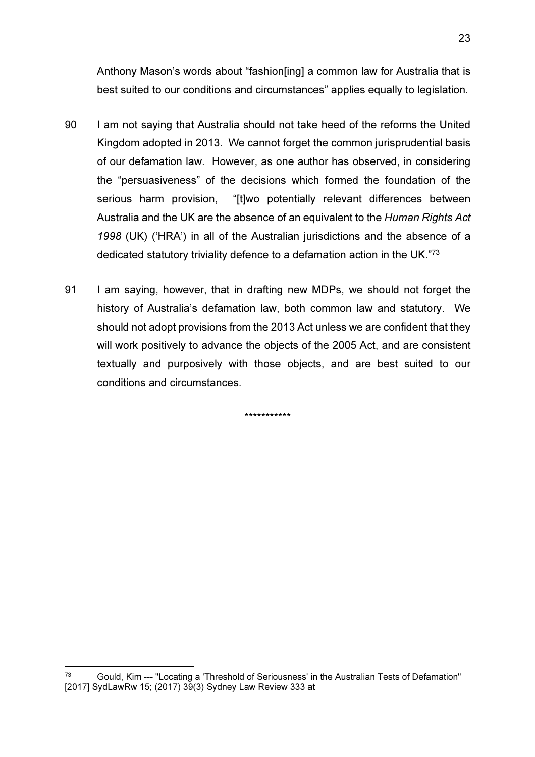Anthony Mason's words about "fashion[ing] a common law for Australia that is best suited to our conditions and circumstances" applies equally to legislation.

90 I am not saying that Australia should not take heed of the reforms the United Kingdom adopted in 2013. We cannot forget the common jurisprudential basis of our defamation law. However, as one author has observed, in considering the "persuasiveness" of the decisions which formed the foundation of the serious harm provision, "[t]wo potentially relevant differences between Australia and the UK are the absence of an equivalent to the *Human Rights Act 1998* (UK) ('HRA') in all of the Australian jurisdictions and the absence of a dedicated statutory triviality defence to a defamation action in the UK."[73]

91 I am saying, however, that in drafting new MDPs, we should not forget the history of Australia's defamation law, both common law and statutory. We should not adopt provisions from the 2013 Act unless we are confident that they will work positively to advance the objects of the 2005 Act, and are consistent textually and purposively with those objects, and are best suited to our conditions and circumstances.

***********

---

[73] Gould, Kim --- "Locating a 'Threshold of Seriousness' in the Australian Tests of Defamation" [2017] SydLawRw 15; (2017) 39(3) Sydney Law Review 333 at